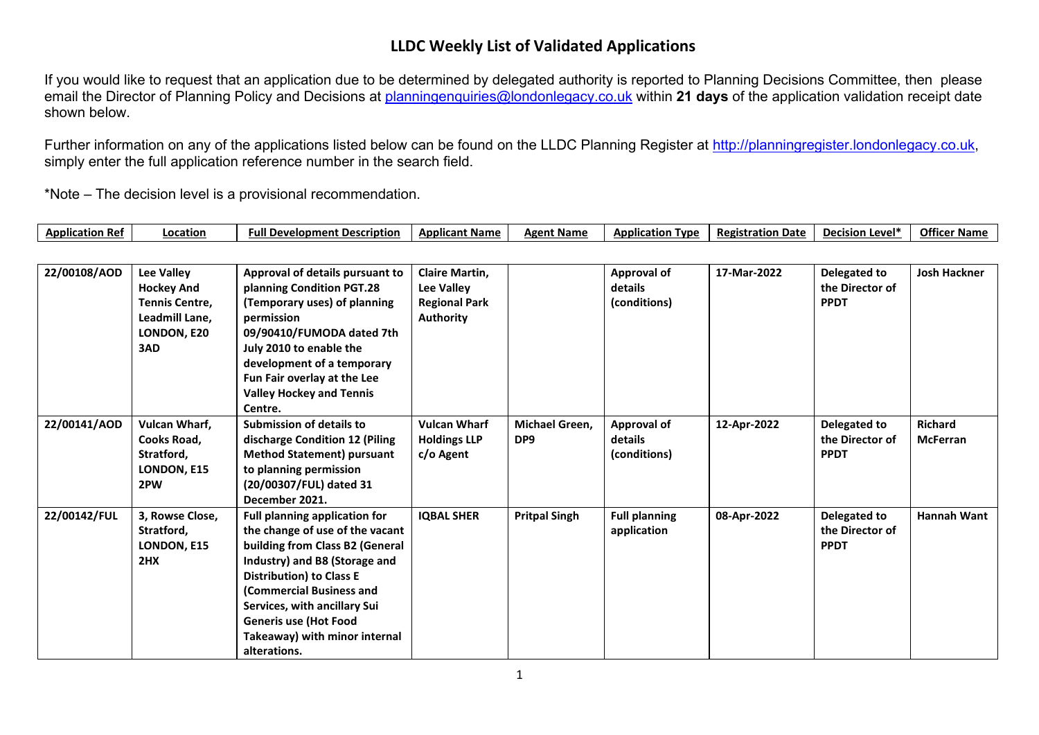# LLDC Weekly List of Validated Applications

If you would like to request that an application due to be determined by delegated authority is reported to Planning Decisions Committee, then please email the Director of Planning Policy and Decisions at planningenquiries@londonlegacy.co.uk within **21 days** of the application validation receipt date shown below.

Further information on any of the applications listed below can be found on the LLDC Planning Register at http://planningregister.londonlegacy.co.uk, simply enter the full application reference number in the search field.

*Note – The decision level is a provisional recommendation.

| Application Ref | Location | Full Development Description | Applicant Name | Agent Name | Application Type | Registration Date | Decision Level* | Officer Name |
|---|---|---|---|---|---|---|---|---|
| **22/00108/AOD** | **Lee Valley Hockey And Tennis Centre, Leadmill Lane, LONDON, E20 3AD** | **Approval of details pursuant to planning Condition PGT.28 (Temporary uses) of planning permission 09/90410/FUMODA dated 7th July 2010 to enable the development of a temporary Fun Fair overlay at the Lee Valley Hockey and Tennis Centre.** | **Claire Martin, Lee Valley Regional Park Authority** | | **Approval of details (conditions)** | **17-Mar-2022** | **Delegated to the Director of PPDT** | **Josh Hackner** |
| **22/00141/AOD** | **Vulcan Wharf, Cooks Road, Stratford, LONDON, E15 2PW** | **Submission of details to discharge Condition 12 (Piling Method Statement) pursuant to planning permission (20/00307/FUL) dated 31 December 2021.** | **Vulcan Wharf Holdings LLP c/o Agent** | **Michael Green, DP9** | **Approval of details (conditions)** | **12-Apr-2022** | **Delegated to the Director of PPDT** | **Richard McFerran** |
| **22/00142/FUL** | **3, Rowse Close, Stratford, LONDON, E15 2HX** | **Full planning application for the change of use of the vacant building from Class B2 (General Industry) and B8 (Storage and Distribution) to Class E (Commercial Business and Services, with ancillary Sui Generis use (Hot Food Takeaway) with minor internal alterations.** | **IQBAL SHER** | **Pritpal Singh** | **Full planning application** | **08-Apr-2022** | **Delegated to the Director of PPDT** | **Hannah Want** |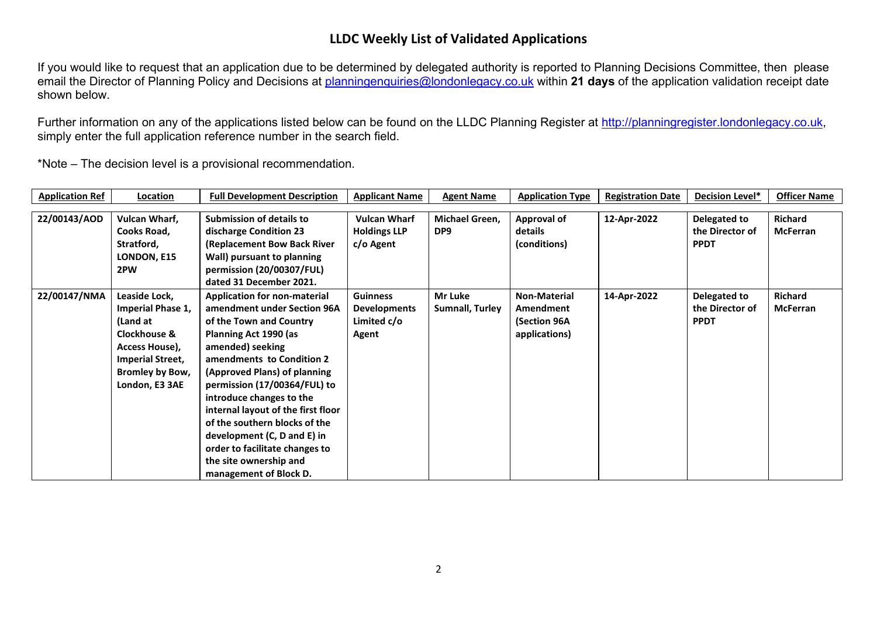# LLDC Weekly List of Validated Applications

If you would like to request that an application due to be determined by delegated authority is reported to Planning Decisions Committee, then please email the Director of Planning Policy and Decisions at planningenquiries@londonlegacy.co.uk within **21 days** of the application validation receipt date shown below.

Further information on any of the applications listed below can be found on the LLDC Planning Register at http://planningregister.londonlegacy.co.uk, simply enter the full application reference number in the search field.

*Note – The decision level is a provisional recommendation.

| Application Ref | Location | Full Development Description | Applicant Name | Agent Name | Application Type | Registration Date | Decision Level* | Officer Name |
|---|---|---|---|---|---|---|---|---|
| **22/00143/AOD** | **Vulcan Wharf, Cooks Road, Stratford, LONDON, E15 2PW** | **Submission of details to discharge Condition 23 (Replacement Bow Back River Wall) pursuant to planning permission (20/00307/FUL) dated 31 December 2021.** | **Vulcan Wharf Holdings LLP c/o Agent** | **Michael Green, DP9** | **Approval of details (conditions)** | **12-Apr-2022** | **Delegated to the Director of PPDT** | **Richard McFerran** |
| **22/00147/NMA** | **Leaside Lock, Imperial Phase 1, (Land at Clockhouse & Access House), Imperial Street, Bromley by Bow, London, E3 3AE** | **Application for non-material amendment under Section 96A of the Town and Country Planning Act 1990 (as amended) seeking amendments to Condition 2 (Approved Plans) of planning permission (17/00364/FUL) to introduce changes to the internal layout of the first floor of the southern blocks of the development (C, D and E) in order to facilitate changes to the site ownership and management of Block D.** | **Guinness Developments Limited c/o Agent** | **Mr Luke Sumnall, Turley** | **Non-Material Amendment (Section 96A applications)** | **14-Apr-2022** | **Delegated to the Director of PPDT** | **Richard McFerran** |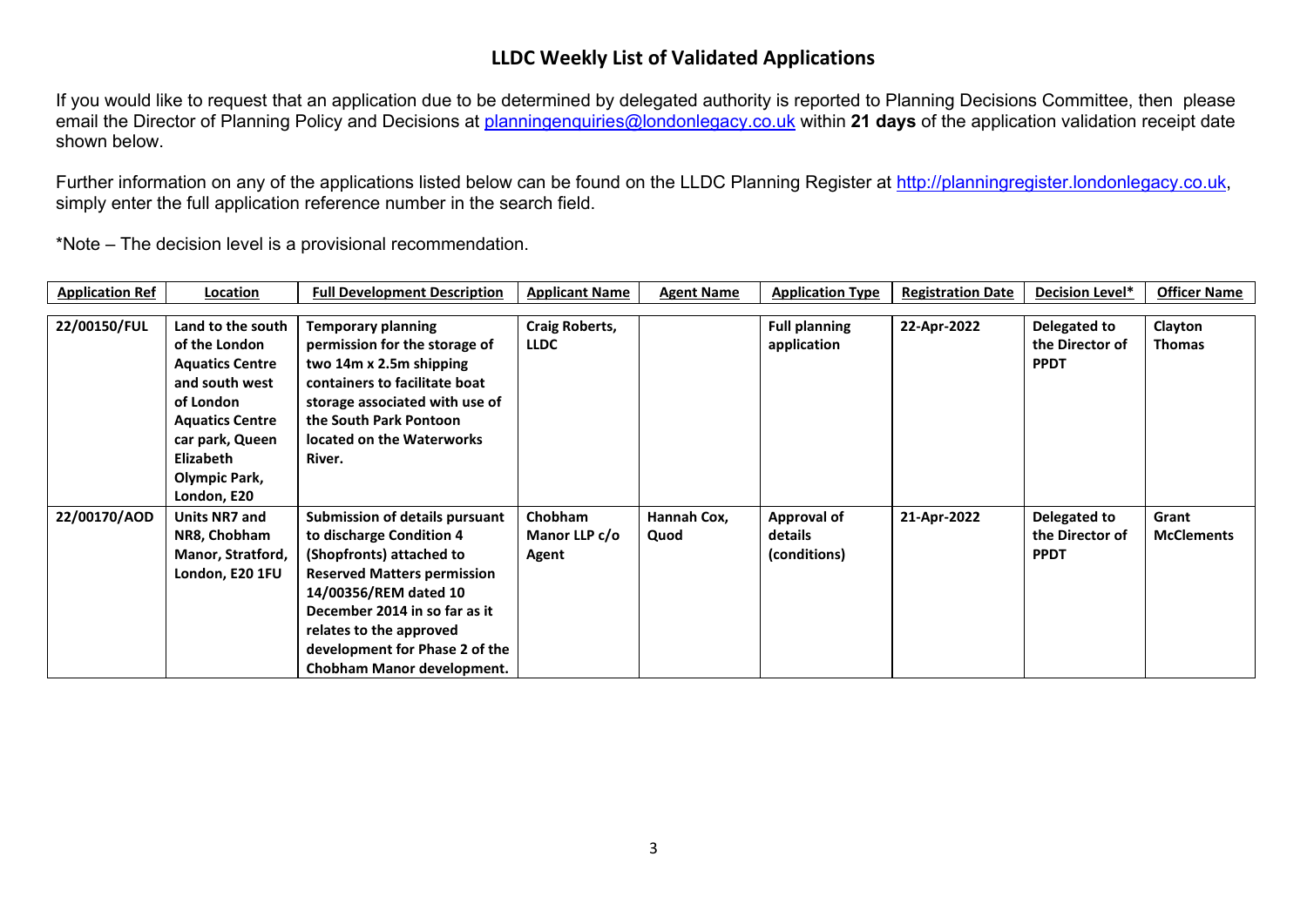# LLDC Weekly List of Validated Applications

If you would like to request that an application due to be determined by delegated authority is reported to Planning Decisions Committee, then please email the Director of Planning Policy and Decisions at planningenquiries@londonlegacy.co.uk within **21 days** of the application validation receipt date shown below.

Further information on any of the applications listed below can be found on the LLDC Planning Register at http://planningregister.londonlegacy.co.uk, simply enter the full application reference number in the search field.

*Note – The decision level is a provisional recommendation.

| Application Ref | Location | Full Development Description | Applicant Name | Agent Name | Application Type | Registration Date | Decision Level* | Officer Name |
|---|---|---|---|---|---|---|---|---|
| 22/00150/FUL | Land to the south of the London Aquatics Centre and south west of London Aquatics Centre car park, Queen Elizabeth Olympic Park, London, E20 | Temporary planning permission for the storage of two 14m x 2.5m shipping containers to facilitate boat storage associated with use of the South Park Pontoon located on the Waterworks River. | Craig Roberts, LLDC | | Full planning application | 22-Apr-2022 | Delegated to the Director of PPDT | Clayton Thomas |
| 22/00170/AOD | Units NR7 and NR8, Chobham Manor, Stratford, London, E20 1FU | Submission of details pursuant to discharge Condition 4 (Shopfronts) attached to Reserved Matters permission 14/00356/REM dated 10 December 2014 in so far as it relates to the approved development for Phase 2 of the Chobham Manor development. | Chobham Manor LLP c/o Agent | Hannah Cox, Quod | Approval of details (conditions) | 21-Apr-2022 | Delegated to the Director of PPDT | Grant McClements |